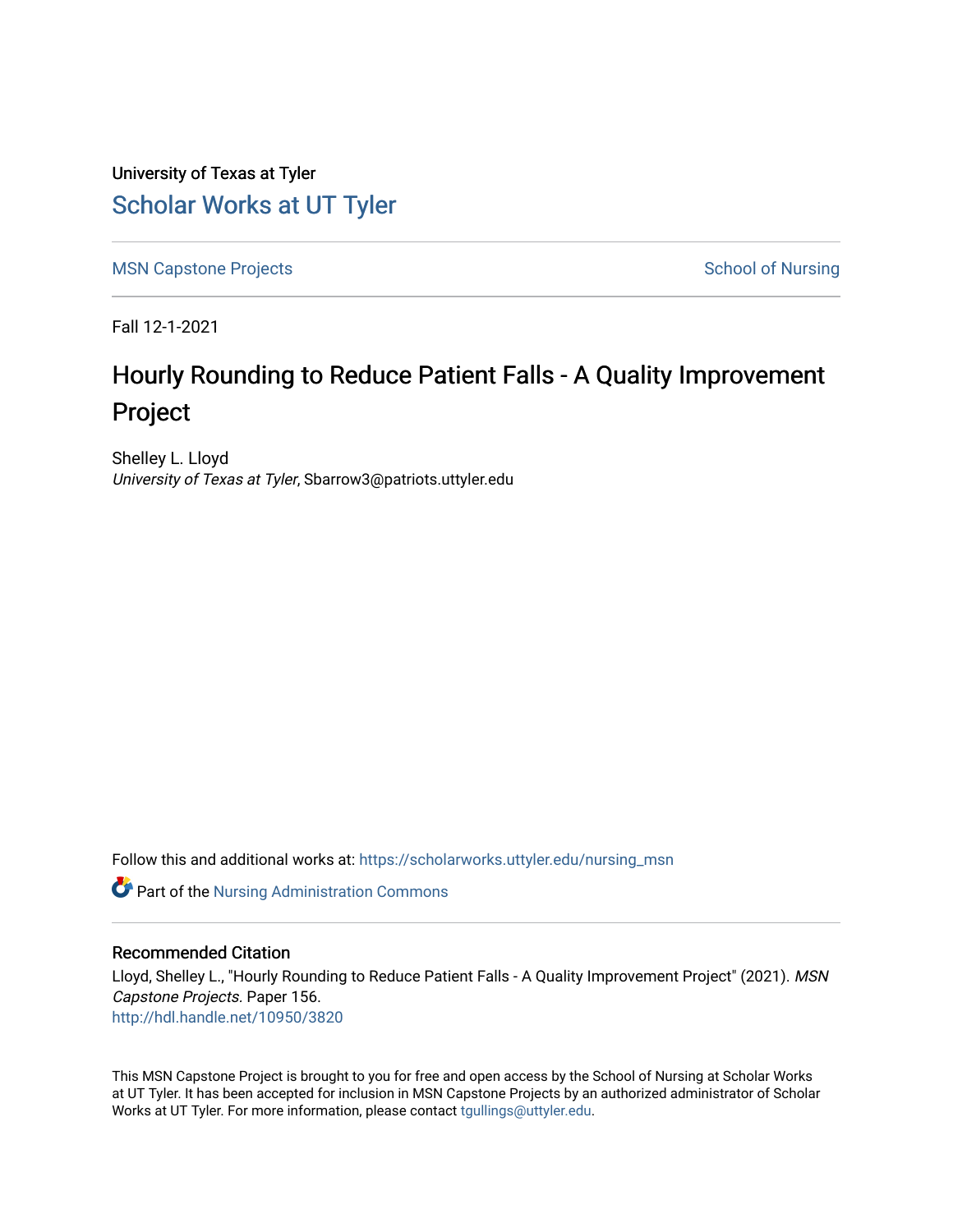University of Texas at Tyler

# Scholar Works at UT Tyler

MSN Capstone Projects | School of Nursing

Fall 12-1-2021

## Hourly Rounding to Reduce Patient Falls - A Quality Improvement Project

Shelley L. Lloyd
*University of Texas at Tyler*, Sbarrow3@patriots.uttyler.edu

Follow this and additional works at: https://scholarworks.uttyler.edu/nursing_msn

Part of the Nursing Administration Commons

### Recommended Citation

Lloyd, Shelley L., "Hourly Rounding to Reduce Patient Falls - A Quality Improvement Project" (2021). *MSN Capstone Projects.* Paper 156.
http://hdl.handle.net/10950/3820

This MSN Capstone Project is brought to you for free and open access by the School of Nursing at Scholar Works at UT Tyler. It has been accepted for inclusion in MSN Capstone Projects by an authorized administrator of Scholar Works at UT Tyler. For more information, please contact tgullings@uttyler.edu.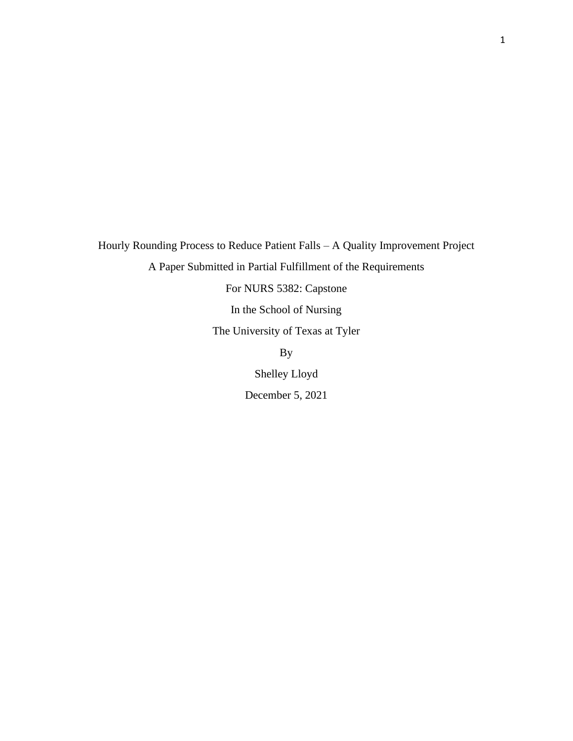Hourly Rounding Process to Reduce Patient Falls – A Quality Improvement Project

A Paper Submitted in Partial Fulfillment of the Requirements

For NURS 5382: Capstone

In the School of Nursing

The University of Texas at Tyler

By

Shelley Lloyd

December 5, 2021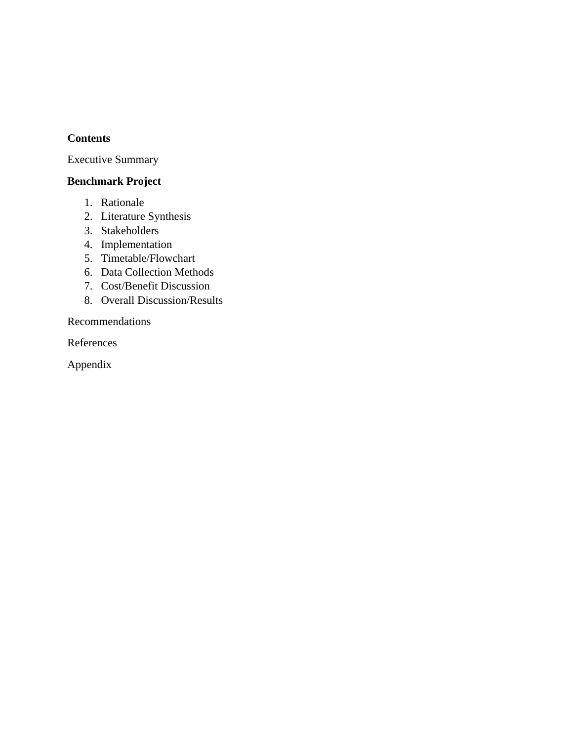**Contents**

Executive Summary

**Benchmark Project**

1. Rationale
2. Literature Synthesis
3. Stakeholders
4. Implementation
5. Timetable/Flowchart
6. Data Collection Methods
7. Cost/Benefit Discussion
8. Overall Discussion/Results

Recommendations

References

Appendix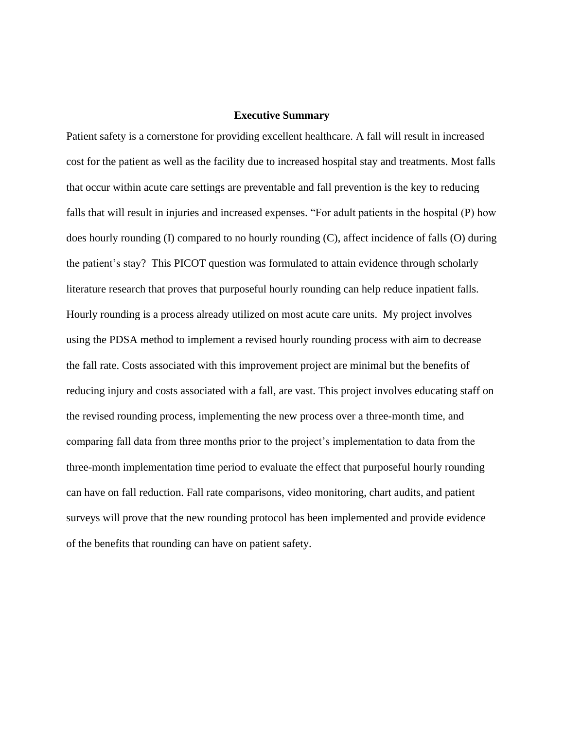## Executive Summary

Patient safety is a cornerstone for providing excellent healthcare. A fall will result in increased cost for the patient as well as the facility due to increased hospital stay and treatments. Most falls that occur within acute care settings are preventable and fall prevention is the key to reducing falls that will result in injuries and increased expenses. "For adult patients in the hospital (P) how does hourly rounding (I) compared to no hourly rounding (C), affect incidence of falls (O) during the patient's stay? This PICOT question was formulated to attain evidence through scholarly literature research that proves that purposeful hourly rounding can help reduce inpatient falls. Hourly rounding is a process already utilized on most acute care units. My project involves using the PDSA method to implement a revised hourly rounding process with aim to decrease the fall rate. Costs associated with this improvement project are minimal but the benefits of reducing injury and costs associated with a fall, are vast. This project involves educating staff on the revised rounding process, implementing the new process over a three-month time, and comparing fall data from three months prior to the project's implementation to data from the three-month implementation time period to evaluate the effect that purposeful hourly rounding can have on fall reduction. Fall rate comparisons, video monitoring, chart audits, and patient surveys will prove that the new rounding protocol has been implemented and provide evidence of the benefits that rounding can have on patient safety.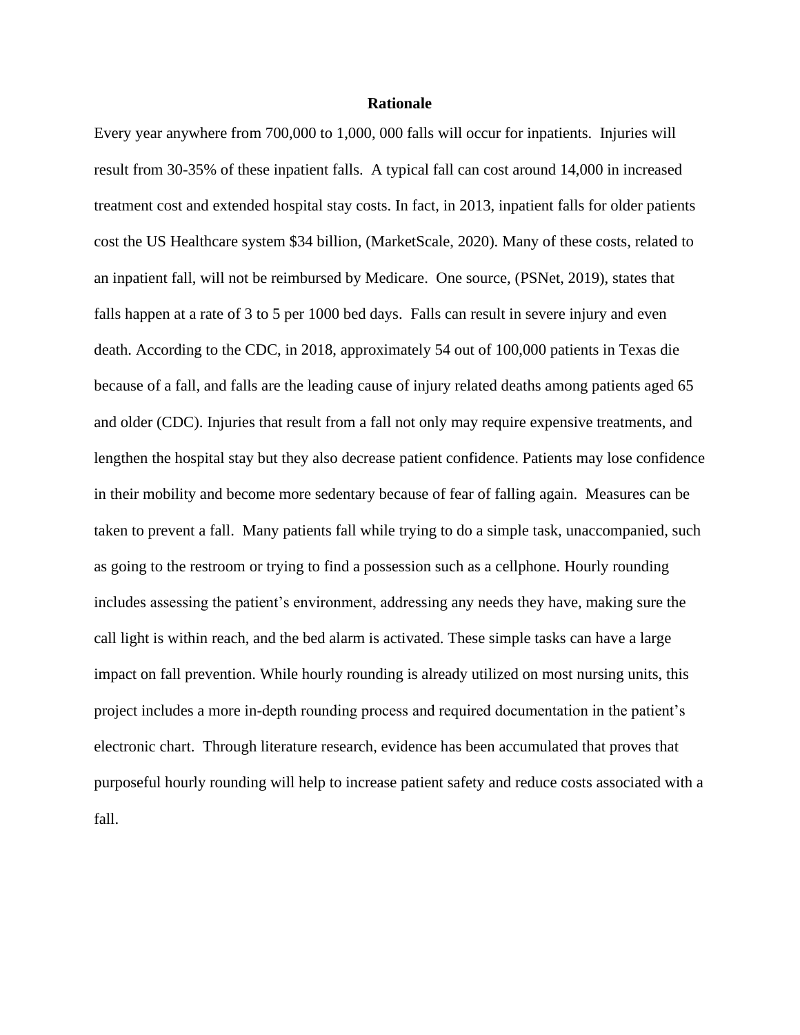**Rationale**

Every year anywhere from 700,000 to 1,000, 000 falls will occur for inpatients. Injuries will result from 30-35% of these inpatient falls. A typical fall can cost around 14,000 in increased treatment cost and extended hospital stay costs. In fact, in 2013, inpatient falls for older patients cost the US Healthcare system $34 billion, (MarketScale, 2020). Many of these costs, related to an inpatient fall, will not be reimbursed by Medicare. One source, (PSNet, 2019), states that falls happen at a rate of 3 to 5 per 1000 bed days. Falls can result in severe injury and even death. According to the CDC, in 2018, approximately 54 out of 100,000 patients in Texas die because of a fall, and falls are the leading cause of injury related deaths among patients aged 65 and older (CDC). Injuries that result from a fall not only may require expensive treatments, and lengthen the hospital stay but they also decrease patient confidence. Patients may lose confidence in their mobility and become more sedentary because of fear of falling again. Measures can be taken to prevent a fall. Many patients fall while trying to do a simple task, unaccompanied, such as going to the restroom or trying to find a possession such as a cellphone. Hourly rounding includes assessing the patient's environment, addressing any needs they have, making sure the call light is within reach, and the bed alarm is activated. These simple tasks can have a large impact on fall prevention. While hourly rounding is already utilized on most nursing units, this project includes a more in-depth rounding process and required documentation in the patient's electronic chart. Through literature research, evidence has been accumulated that proves that purposeful hourly rounding will help to increase patient safety and reduce costs associated with a fall.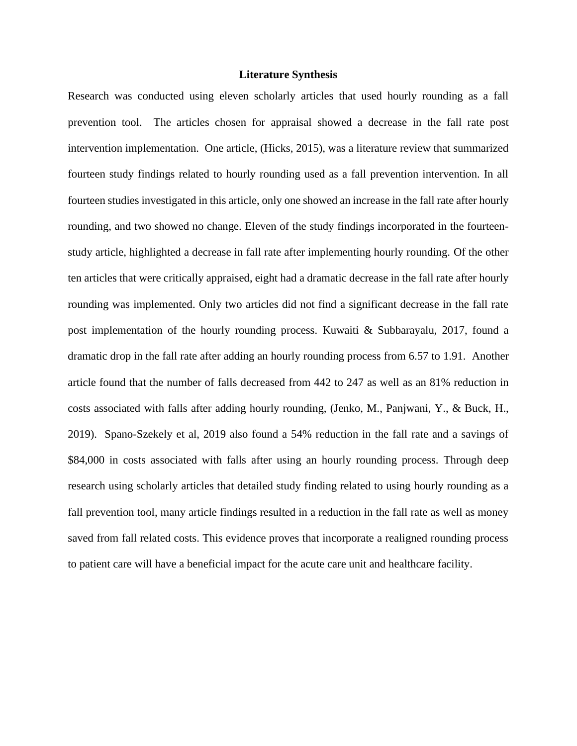## Literature Synthesis

Research was conducted using eleven scholarly articles that used hourly rounding as a fall prevention tool. The articles chosen for appraisal showed a decrease in the fall rate post intervention implementation. One article, (Hicks, 2015), was a literature review that summarized fourteen study findings related to hourly rounding used as a fall prevention intervention. In all fourteen studies investigated in this article, only one showed an increase in the fall rate after hourly rounding, and two showed no change. Eleven of the study findings incorporated in the fourteen-study article, highlighted a decrease in fall rate after implementing hourly rounding. Of the other ten articles that were critically appraised, eight had a dramatic decrease in the fall rate after hourly rounding was implemented. Only two articles did not find a significant decrease in the fall rate post implementation of the hourly rounding process. Kuwaiti & Subbarayalu, 2017, found a dramatic drop in the fall rate after adding an hourly rounding process from 6.57 to 1.91. Another article found that the number of falls decreased from 442 to 247 as well as an 81% reduction in costs associated with falls after adding hourly rounding, (Jenko, M., Panjwani, Y., & Buck, H., 2019). Spano-Szekely et al, 2019 also found a 54% reduction in the fall rate and a savings of $84,000 in costs associated with falls after using an hourly rounding process. Through deep research using scholarly articles that detailed study finding related to using hourly rounding as a fall prevention tool, many article findings resulted in a reduction in the fall rate as well as money saved from fall related costs. This evidence proves that incorporate a realigned rounding process to patient care will have a beneficial impact for the acute care unit and healthcare facility.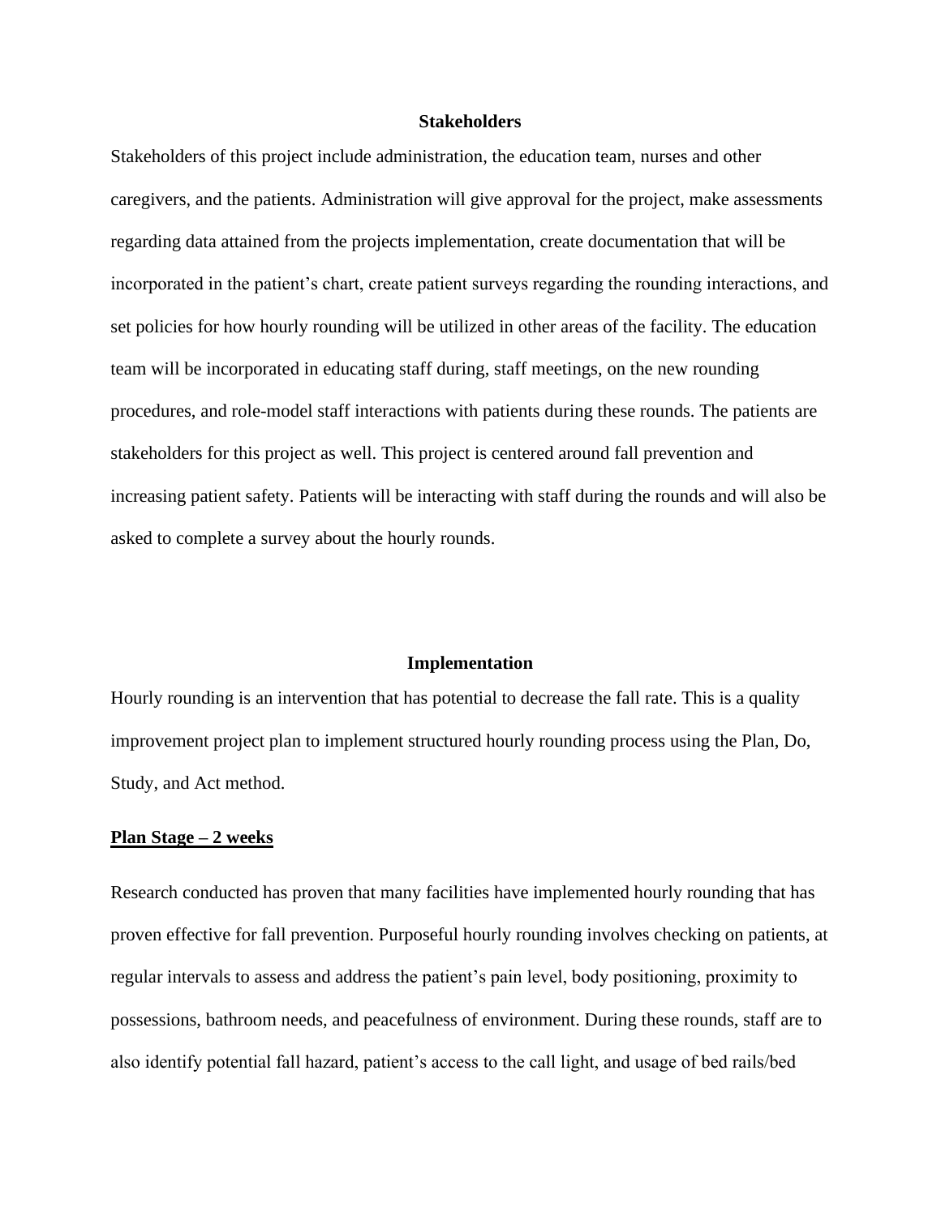## Stakeholders

Stakeholders of this project include administration, the education team, nurses and other caregivers, and the patients. Administration will give approval for the project, make assessments regarding data attained from the projects implementation, create documentation that will be incorporated in the patient's chart, create patient surveys regarding the rounding interactions, and set policies for how hourly rounding will be utilized in other areas of the facility. The education team will be incorporated in educating staff during, staff meetings, on the new rounding procedures, and role-model staff interactions with patients during these rounds. The patients are stakeholders for this project as well. This project is centered around fall prevention and increasing patient safety. Patients will be interacting with staff during the rounds and will also be asked to complete a survey about the hourly rounds.

## Implementation

Hourly rounding is an intervention that has potential to decrease the fall rate. This is a quality improvement project plan to implement structured hourly rounding process using the Plan, Do, Study, and Act method.

### Plan Stage – 2 weeks

Research conducted has proven that many facilities have implemented hourly rounding that has proven effective for fall prevention. Purposeful hourly rounding involves checking on patients, at regular intervals to assess and address the patient's pain level, body positioning, proximity to possessions, bathroom needs, and peacefulness of environment. During these rounds, staff are to also identify potential fall hazard, patient's access to the call light, and usage of bed rails/bed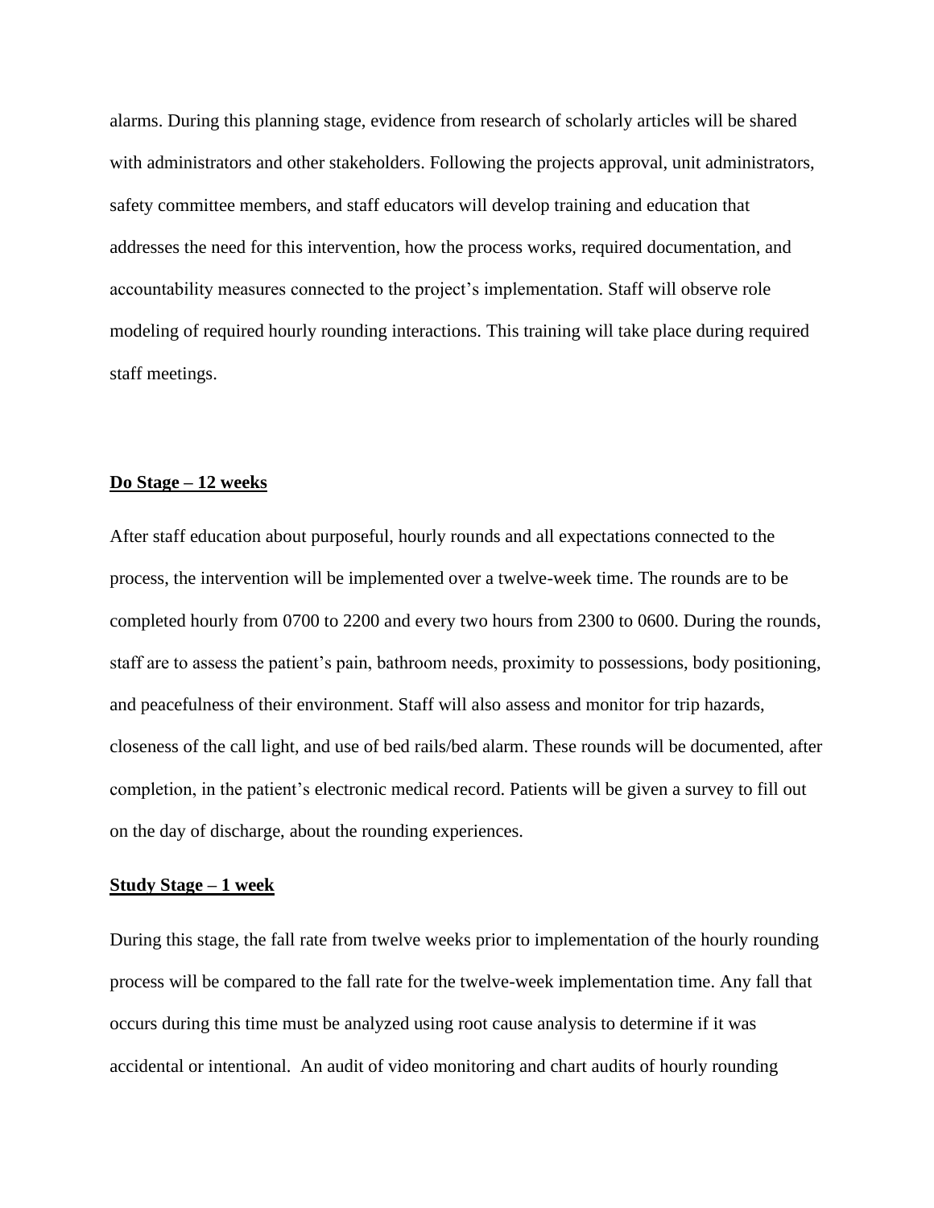alarms. During this planning stage, evidence from research of scholarly articles will be shared with administrators and other stakeholders. Following the projects approval, unit administrators, safety committee members, and staff educators will develop training and education that addresses the need for this intervention, how the process works, required documentation, and accountability measures connected to the project's implementation. Staff will observe role modeling of required hourly rounding interactions. This training will take place during required staff meetings.

**Do Stage – 12 weeks**

After staff education about purposeful, hourly rounds and all expectations connected to the process, the intervention will be implemented over a twelve-week time. The rounds are to be completed hourly from 0700 to 2200 and every two hours from 2300 to 0600. During the rounds, staff are to assess the patient's pain, bathroom needs, proximity to possessions, body positioning, and peacefulness of their environment. Staff will also assess and monitor for trip hazards, closeness of the call light, and use of bed rails/bed alarm. These rounds will be documented, after completion, in the patient's electronic medical record. Patients will be given a survey to fill out on the day of discharge, about the rounding experiences.

**Study Stage – 1 week**

During this stage, the fall rate from twelve weeks prior to implementation of the hourly rounding process will be compared to the fall rate for the twelve-week implementation time. Any fall that occurs during this time must be analyzed using root cause analysis to determine if it was accidental or intentional. An audit of video monitoring and chart audits of hourly rounding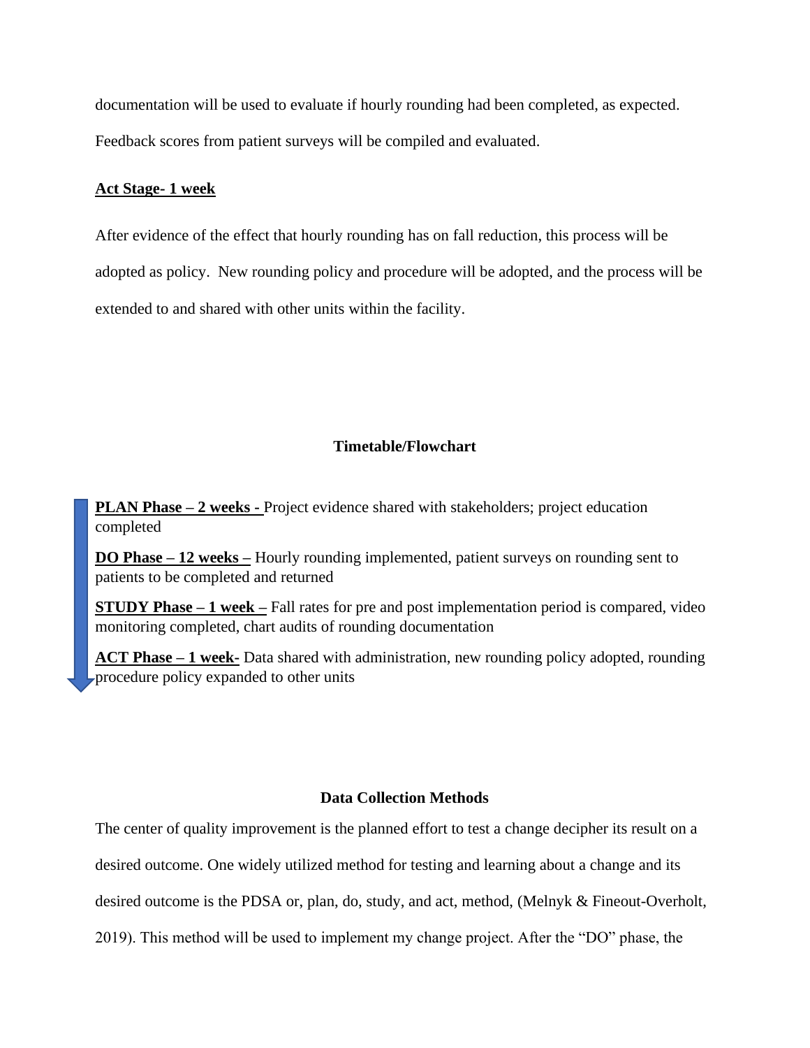documentation will be used to evaluate if hourly rounding had been completed, as expected. Feedback scores from patient surveys will be compiled and evaluated.

**Act Stage- 1 week**

After evidence of the effect that hourly rounding has on fall reduction, this process will be adopted as policy. New rounding policy and procedure will be adopted, and the process will be extended to and shared with other units within the facility.

## Timetable/Flowchart

**PLAN Phase – 2 weeks -** Project evidence shared with stakeholders; project education completed

**DO Phase – 12 weeks –** Hourly rounding implemented, patient surveys on rounding sent to patients to be completed and returned

**STUDY Phase – 1 week –** Fall rates for pre and post implementation period is compared, video monitoring completed, chart audits of rounding documentation

**ACT Phase – 1 week-** Data shared with administration, new rounding policy adopted, rounding procedure policy expanded to other units

## Data Collection Methods

The center of quality improvement is the planned effort to test a change decipher its result on a desired outcome. One widely utilized method for testing and learning about a change and its desired outcome is the PDSA or, plan, do, study, and act, method, (Melnyk & Fineout-Overholt, 2019). This method will be used to implement my change project. After the "DO" phase, the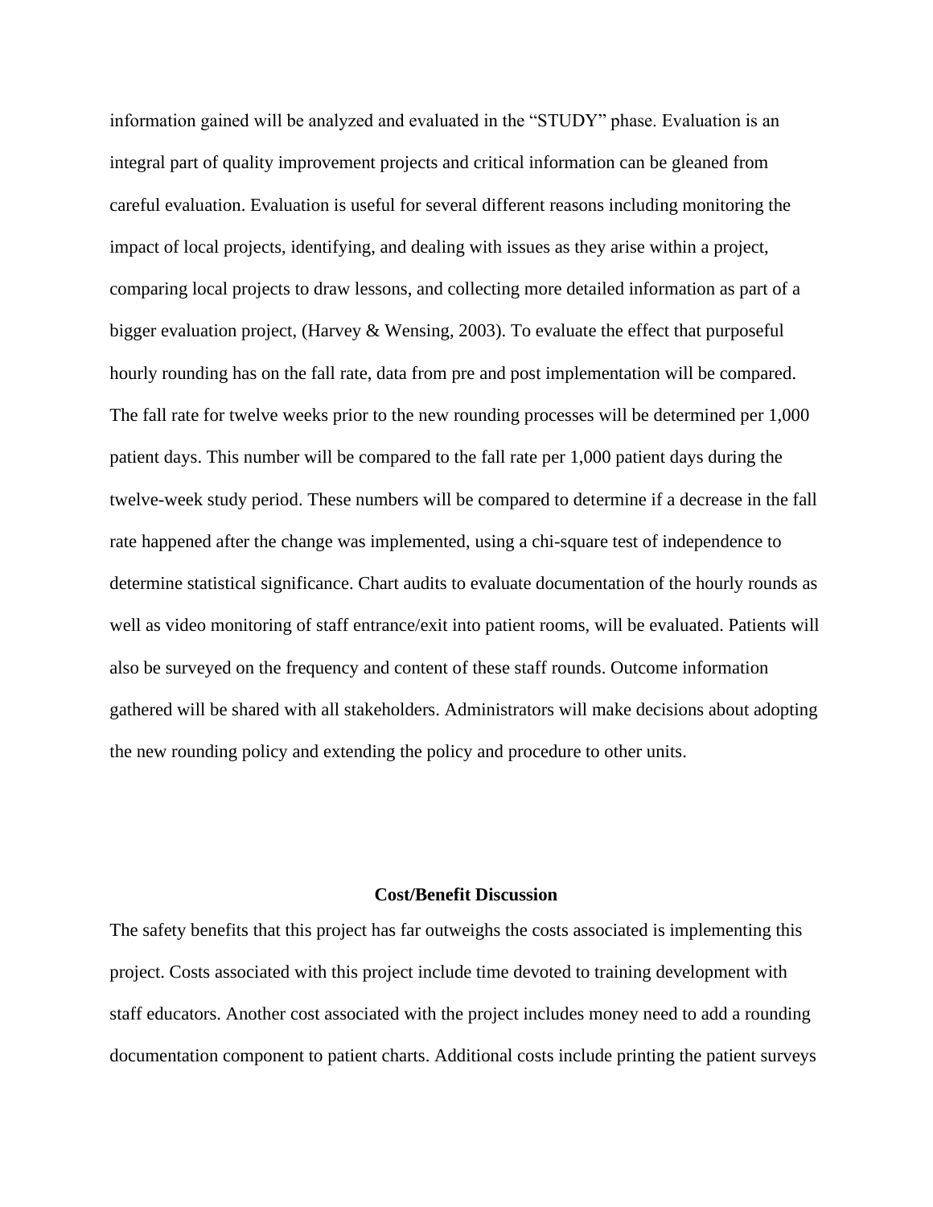information gained will be analyzed and evaluated in the “STUDY” phase. Evaluation is an integral part of quality improvement projects and critical information can be gleaned from careful evaluation. Evaluation is useful for several different reasons including monitoring the impact of local projects, identifying, and dealing with issues as they arise within a project, comparing local projects to draw lessons, and collecting more detailed information as part of a bigger evaluation project, (Harvey & Wensing, 2003). To evaluate the effect that purposeful hourly rounding has on the fall rate, data from pre and post implementation will be compared. The fall rate for twelve weeks prior to the new rounding processes will be determined per 1,000 patient days. This number will be compared to the fall rate per 1,000 patient days during the twelve-week study period. These numbers will be compared to determine if a decrease in the fall rate happened after the change was implemented, using a chi-square test of independence to determine statistical significance. Chart audits to evaluate documentation of the hourly rounds as well as video monitoring of staff entrance/exit into patient rooms, will be evaluated. Patients will also be surveyed on the frequency and content of these staff rounds. Outcome information gathered will be shared with all stakeholders. Administrators will make decisions about adopting the new rounding policy and extending the policy and procedure to other units.

## Cost/Benefit Discussion

The safety benefits that this project has far outweighs the costs associated is implementing this project. Costs associated with this project include time devoted to training development with staff educators. Another cost associated with the project includes money need to add a rounding documentation component to patient charts. Additional costs include printing the patient surveys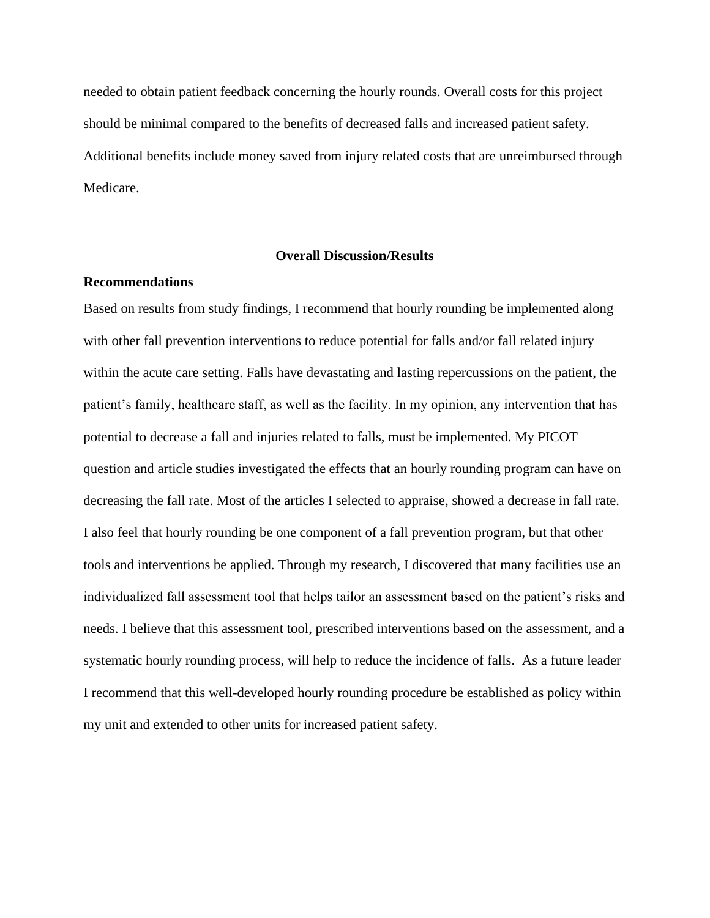needed to obtain patient feedback concerning the hourly rounds. Overall costs for this project should be minimal compared to the benefits of decreased falls and increased patient safety. Additional benefits include money saved from injury related costs that are unreimbursed through Medicare.

## Overall Discussion/Results

### Recommendations

Based on results from study findings, I recommend that hourly rounding be implemented along with other fall prevention interventions to reduce potential for falls and/or fall related injury within the acute care setting. Falls have devastating and lasting repercussions on the patient, the patient's family, healthcare staff, as well as the facility. In my opinion, any intervention that has potential to decrease a fall and injuries related to falls, must be implemented. My PICOT question and article studies investigated the effects that an hourly rounding program can have on decreasing the fall rate. Most of the articles I selected to appraise, showed a decrease in fall rate. I also feel that hourly rounding be one component of a fall prevention program, but that other tools and interventions be applied. Through my research, I discovered that many facilities use an individualized fall assessment tool that helps tailor an assessment based on the patient's risks and needs. I believe that this assessment tool, prescribed interventions based on the assessment, and a systematic hourly rounding process, will help to reduce the incidence of falls. As a future leader I recommend that this well-developed hourly rounding procedure be established as policy within my unit and extended to other units for increased patient safety.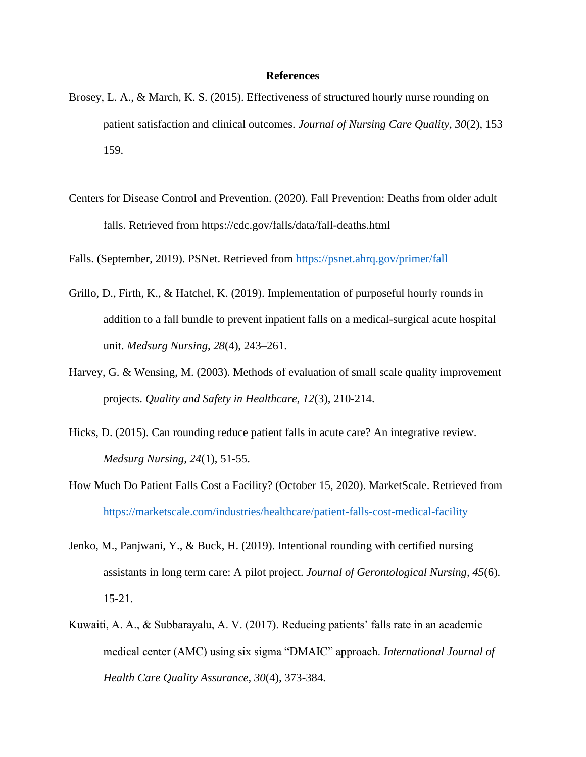# References

Brosey, L. A., & March, K. S. (2015). Effectiveness of structured hourly nurse rounding on patient satisfaction and clinical outcomes. *Journal of Nursing Care Quality, 30*(2), 153–159.

Centers for Disease Control and Prevention. (2020). Fall Prevention: Deaths from older adult falls. Retrieved from https://cdc.gov/falls/data/fall-deaths.html

Falls. (September, 2019). PSNet. Retrieved from https://psnet.ahrq.gov/primer/fall

Grillo, D., Firth, K., & Hatchel, K. (2019). Implementation of purposeful hourly rounds in addition to a fall bundle to prevent inpatient falls on a medical-surgical acute hospital unit. *Medsurg Nursing, 28*(4), 243–261.

Harvey, G. & Wensing, M. (2003). Methods of evaluation of small scale quality improvement projects. *Quality and Safety in Healthcare, 12*(3), 210-214.

Hicks, D. (2015). Can rounding reduce patient falls in acute care? An integrative review. *Medsurg Nursing, 24*(1), 51-55.

How Much Do Patient Falls Cost a Facility? (October 15, 2020). MarketScale. Retrieved from https://marketscale.com/industries/healthcare/patient-falls-cost-medical-facility

Jenko, M., Panjwani, Y., & Buck, H. (2019). Intentional rounding with certified nursing assistants in long term care: A pilot project. *Journal of Gerontological Nursing, 45*(6). 15-21.

Kuwaiti, A. A., & Subbarayalu, A. V. (2017). Reducing patients' falls rate in an academic medical center (AMC) using six sigma "DMAIC" approach. *International Journal of Health Care Quality Assurance, 30*(4), 373-384.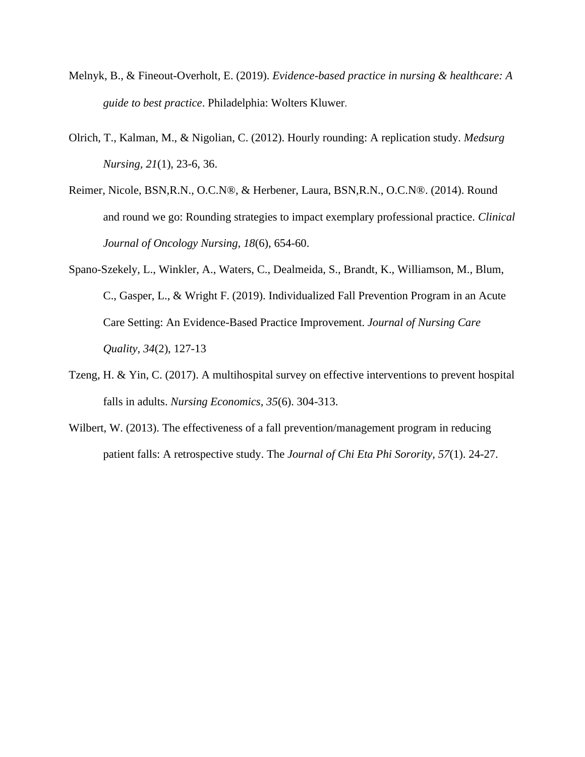Melnyk, B., & Fineout-Overholt, E. (2019). *Evidence-based practice in nursing & healthcare: A guide to best practice*. Philadelphia: Wolters Kluwer.

Olrich, T., Kalman, M., & Nigolian, C. (2012). Hourly rounding: A replication study. *Medsurg Nursing, 21*(1), 23-6, 36.

Reimer, Nicole, BSN,R.N., O.C.N®, & Herbener, Laura, BSN,R.N., O.C.N®. (2014). Round and round we go: Rounding strategies to impact exemplary professional practice. *Clinical Journal of Oncology Nursing, 18*(6), 654-60.

Spano-Szekely, L., Winkler, A., Waters, C., Dealmeida, S., Brandt, K., Williamson, M., Blum, C., Gasper, L., & Wright F. (2019). Individualized Fall Prevention Program in an Acute Care Setting: An Evidence-Based Practice Improvement. *Journal of Nursing Care Quality, 34*(2), 127-13

Tzeng, H. & Yin, C. (2017). A multihospital survey on effective interventions to prevent hospital falls in adults. *Nursing Economics, 35*(6). 304-313.

Wilbert, W. (2013). The effectiveness of a fall prevention/management program in reducing patient falls: A retrospective study. The *Journal of Chi Eta Phi Sorority, 57*(1). 24-27.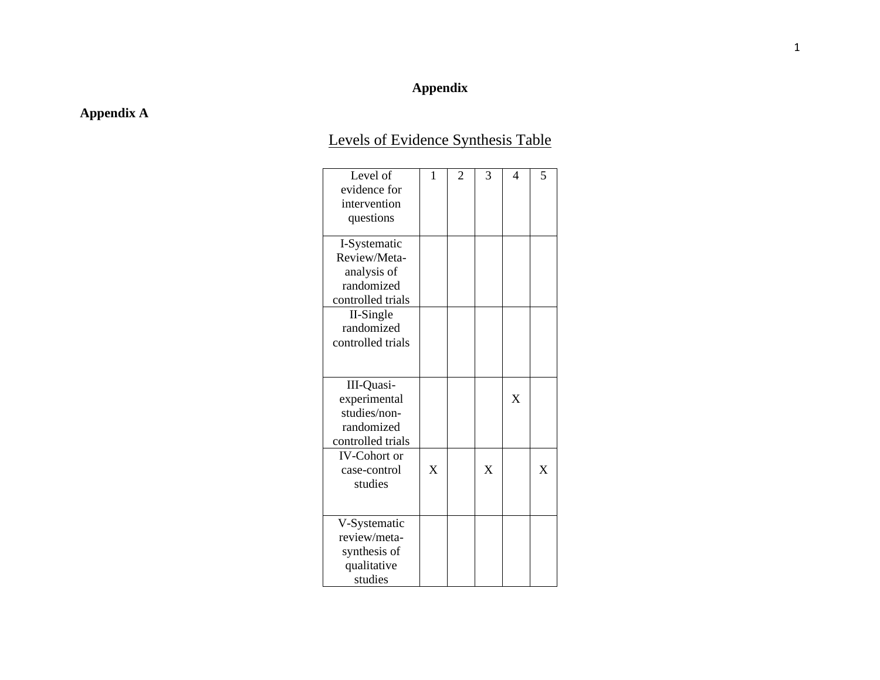# Appendix

## Appendix A

Levels of Evidence Synthesis Table

| Level of evidence for intervention questions | 1 | 2 | 3 | 4 | 5 |
|---|---|---|---|---|---|
| I-Systematic Review/Meta-analysis of randomized controlled trials | | | | | |
| II-Single randomized controlled trials | | | | | |
| III-Quasi-experimental studies/non-randomized controlled trials | | | | X | |
| IV-Cohort or case-control studies | X | | X | | X |
| V-Systematic review/meta-synthesis of qualitative studies | | | | | |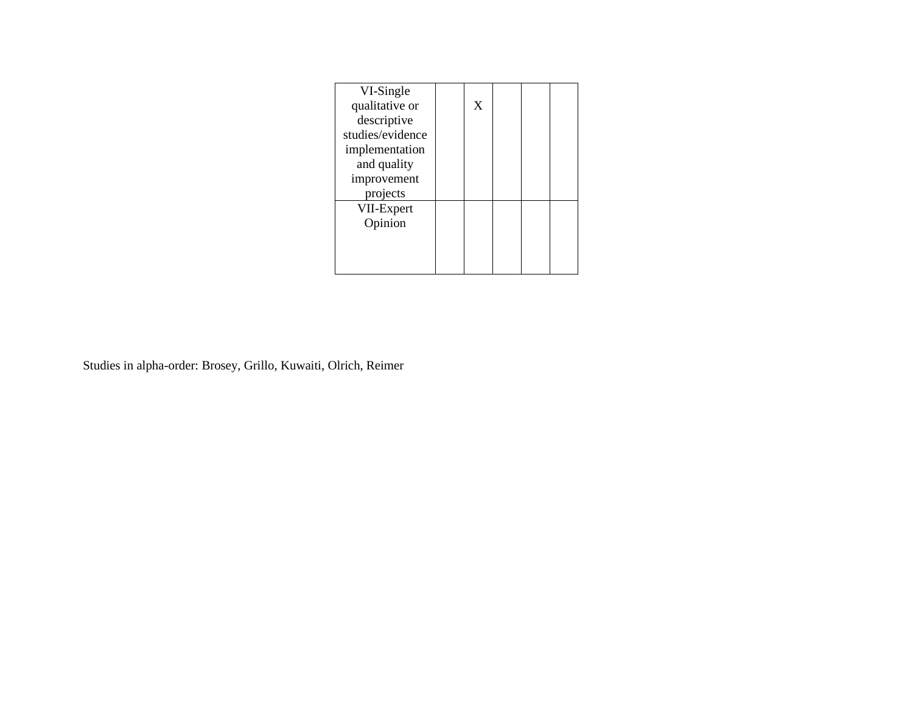| | | | | | |
|---|---|---|---|---|---|
| VI-Single qualitative or descriptive studies/evidence implementation and quality improvement projects | | X | | | |
| VII-Expert Opinion | | | | | |

Studies in alpha-order: Brosey, Grillo, Kuwaiti, Olrich, Reimer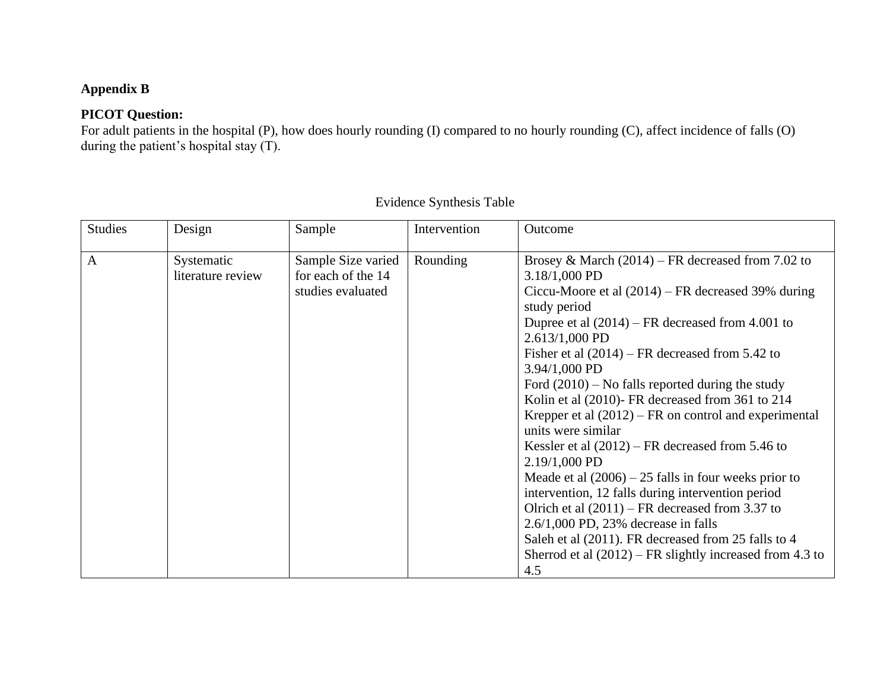**Appendix B**

**PICOT Question:**
For adult patients in the hospital (P), how does hourly rounding (I) compared to no hourly rounding (C), affect incidence of falls (O) during the patient's hospital stay (T).

Evidence Synthesis Table

| Studies | Design | Sample | Intervention | Outcome |
|---|---|---|---|---|
| A | Systematic literature review | Sample Size varied for each of the 14 studies evaluated | Rounding | Brosey & March (2014) – FR decreased from 7.02 to 3.18/1,000 PD<br>Ciccu-Moore et al (2014) – FR decreased 39% during study period<br>Dupree et al (2014) – FR decreased from 4.001 to 2.613/1,000 PD<br>Fisher et al (2014) – FR decreased from 5.42 to 3.94/1,000 PD<br>Ford (2010) – No falls reported during the study<br>Kolin et al (2010)- FR decreased from 361 to 214<br>Krepper et al (2012) – FR on control and experimental units were similar<br>Kessler et al (2012) – FR decreased from 5.46 to 2.19/1,000 PD<br>Meade et al (2006) – 25 falls in four weeks prior to intervention, 12 falls during intervention period<br>Olrich et al (2011) – FR decreased from 3.37 to 2.6/1,000 PD, 23% decrease in falls<br>Saleh et al (2011). FR decreased from 25 falls to 4<br>Sherrod et al (2012) – FR slightly increased from 4.3 to 4.5 |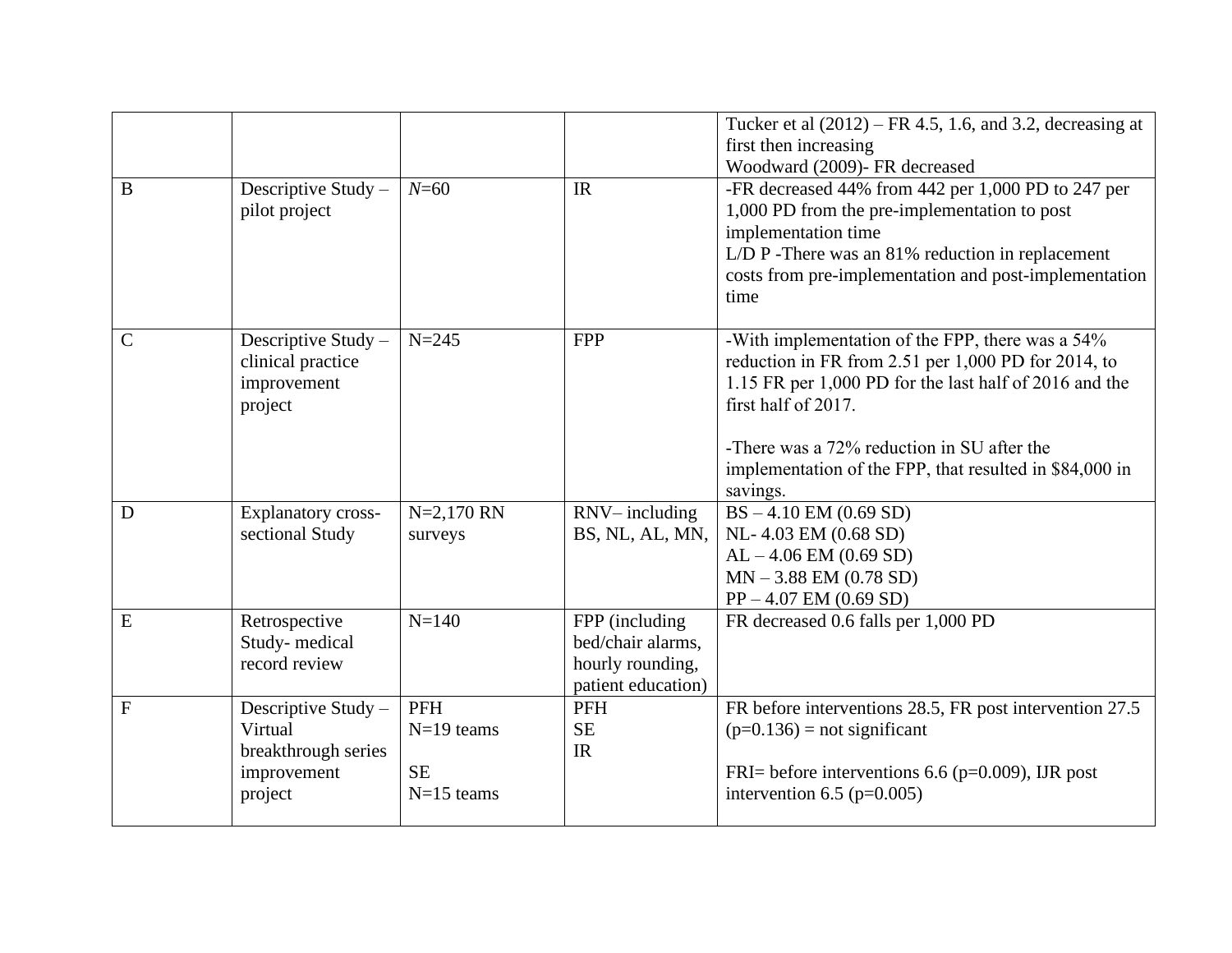| | | | | |
|---|---|---|---|---|
| | | | | Tucker et al (2012) – FR 4.5, 1.6, and 3.2, decreasing at first then increasing<br>Woodward (2009)- FR decreased |
| B | Descriptive Study – pilot project | *N*=60 | IR | -FR decreased 44% from 442 per 1,000 PD to 247 per 1,000 PD from the pre-implementation to post implementation time<br>L/D P -There was an 81% reduction in replacement costs from pre-implementation and post-implementation time |
| C | Descriptive Study – clinical practice improvement project | N=245 | FPP | -With implementation of the FPP, there was a 54% reduction in FR from 2.51 per 1,000 PD for 2014, to 1.15 FR per 1,000 PD for the last half of 2016 and the first half of 2017.<br><br>-There was a 72% reduction in SU after the implementation of the FPP, that resulted in $84,000 in savings. |
| D | Explanatory cross-sectional Study | N=2,170 RN surveys | RNV– including BS, NL, AL, MN, | BS – 4.10 EM (0.69 SD)<br>NL- 4.03 EM (0.68 SD)<br>AL – 4.06 EM (0.69 SD)<br>MN – 3.88 EM (0.78 SD)<br>PP – 4.07 EM (0.69 SD) |
| E | Retrospective Study- medical record review | N=140 | FPP (including bed/chair alarms, hourly rounding, patient education) | FR decreased 0.6 falls per 1,000 PD |
| F | Descriptive Study – Virtual breakthrough series improvement project | PFH<br>N=19 teams<br><br>SE<br>N=15 teams | PFH<br>SE<br>IR | FR before interventions 28.5, FR post intervention 27.5 ($p$=0.136) = not significant<br><br>FRI= before interventions 6.6 ($p$=0.009), IJR post intervention 6.5 ($p$=0.005) |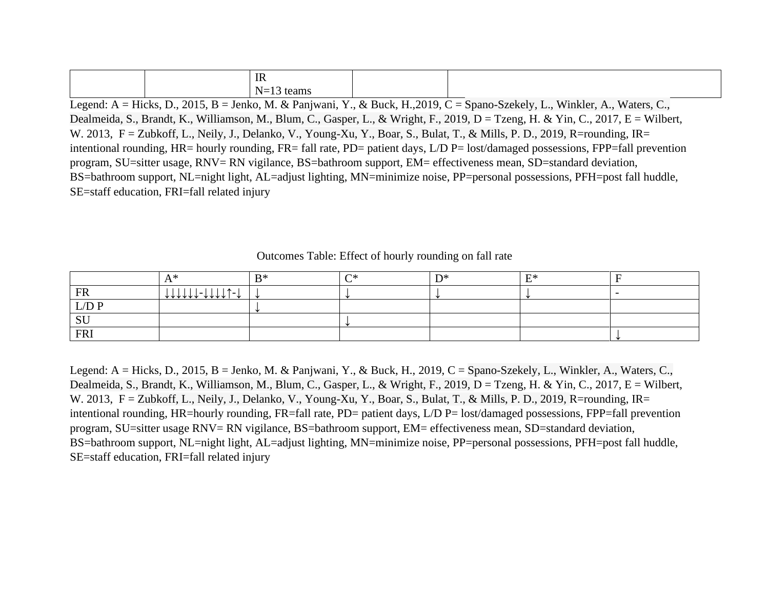| | | IR<br>N=13 teams | | |
|---|---|---|---|---|

Legend: A = Hicks, D., 2015, B = Jenko, M. & Panjwani, Y., & Buck, H.,2019, C = Spano-Szekely, L., Winkler, A., Waters, C., Dealmeida, S., Brandt, K., Williamson, M., Blum, C., Gasper, L., & Wright, F., 2019, D = Tzeng, H. & Yin, C., 2017, E = Wilbert, W. 2013, F = Zubkoff, L., Neily, J., Delanko, V., Young-Xu, Y., Boar, S., Bulat, T., & Mills, P. D., 2019, R=rounding, IR= intentional rounding, HR= hourly rounding, FR= fall rate, PD= patient days, L/D P= lost/damaged possessions, FPP=fall prevention program, SU=sitter usage, RNV= RN vigilance, BS=bathroom support, EM= effectiveness mean, SD=standard deviation, BS=bathroom support, NL=night light, AL=adjust lighting, MN=minimize noise, PP=personal possessions, PFH=post fall huddle, SE=staff education, FRI=fall related injury

Outcomes Table: Effect of hourly rounding on fall rate

| | A* | B* | C* | D* | E* | F |
|---|---|---|---|---|---|---|
| FR | ↓↓↓↓↓↓-↓↓↓↓↑-↓ | ↓ | ↓ | ↓ | ↓ | - |
| L/D P | | ↓ | | | | |
| SU | | | ↓ | | | |
| FRI | | | | | | ↓ |

Legend: A = Hicks, D., 2015, B = Jenko, M. & Panjwani, Y., & Buck, H., 2019, C = Spano-Szekely, L., Winkler, A., Waters, C., Dealmeida, S., Brandt, K., Williamson, M., Blum, C., Gasper, L., & Wright, F., 2019, D = Tzeng, H. & Yin, C., 2017, E = Wilbert, W. 2013, F = Zubkoff, L., Neily, J., Delanko, V., Young-Xu, Y., Boar, S., Bulat, T., & Mills, P. D., 2019, R=rounding, IR= intentional rounding, HR=hourly rounding, FR=fall rate, PD= patient days, L/D P= lost/damaged possessions, FPP=fall prevention program, SU=sitter usage RNV= RN vigilance, BS=bathroom support, EM= effectiveness mean, SD=standard deviation, BS=bathroom support, NL=night light, AL=adjust lighting, MN=minimize noise, PP=personal possessions, PFH=post fall huddle, SE=staff education, FRI=fall related injury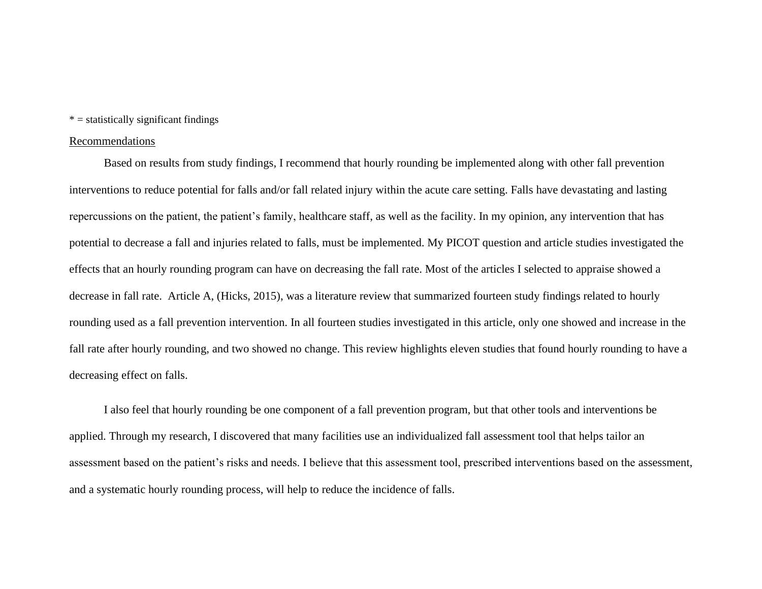* = statistically significant findings

<u>Recommendations</u>

Based on results from study findings, I recommend that hourly rounding be implemented along with other fall prevention interventions to reduce potential for falls and/or fall related injury within the acute care setting. Falls have devastating and lasting repercussions on the patient, the patient's family, healthcare staff, as well as the facility. In my opinion, any intervention that has potential to decrease a fall and injuries related to falls, must be implemented. My PICOT question and article studies investigated the effects that an hourly rounding program can have on decreasing the fall rate. Most of the articles I selected to appraise showed a decrease in fall rate.  Article A, (Hicks, 2015), was a literature review that summarized fourteen study findings related to hourly rounding used as a fall prevention intervention. In all fourteen studies investigated in this article, only one showed and increase in the fall rate after hourly rounding, and two showed no change. This review highlights eleven studies that found hourly rounding to have a decreasing effect on falls.

I also feel that hourly rounding be one component of a fall prevention program, but that other tools and interventions be applied. Through my research, I discovered that many facilities use an individualized fall assessment tool that helps tailor an assessment based on the patient's risks and needs. I believe that this assessment tool, prescribed interventions based on the assessment, and a systematic hourly rounding process, will help to reduce the incidence of falls.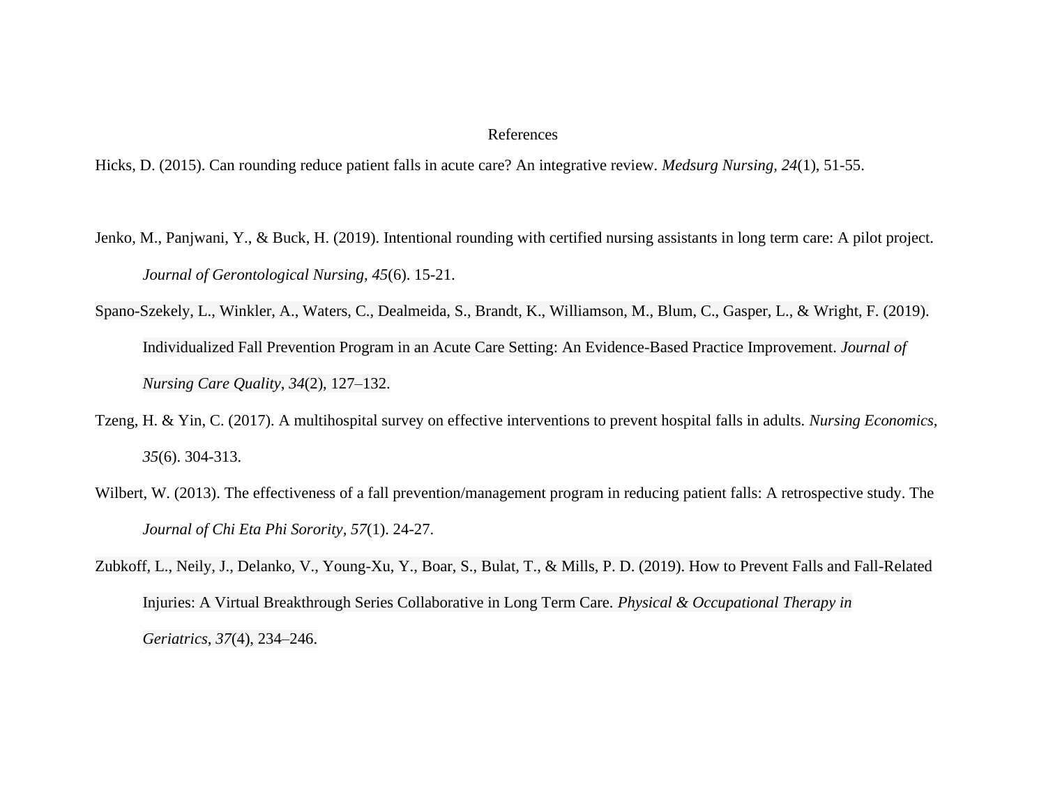# References

Hicks, D. (2015). Can rounding reduce patient falls in acute care? An integrative review. *Medsurg Nursing, 24*(1), 51-55.

Jenko, M., Panjwani, Y., & Buck, H. (2019). Intentional rounding with certified nursing assistants in long term care: A pilot project. *Journal of Gerontological Nursing, 45*(6). 15-21.

Spano-Szekely, L., Winkler, A., Waters, C., Dealmeida, S., Brandt, K., Williamson, M., Blum, C., Gasper, L., & Wright, F. (2019). Individualized Fall Prevention Program in an Acute Care Setting: An Evidence-Based Practice Improvement. *Journal of Nursing Care Quality*, *34*(2), 127–132.

Tzeng, H. & Yin, C. (2017). A multihospital survey on effective interventions to prevent hospital falls in adults. *Nursing Economics, 35*(6). 304-313.

Wilbert, W. (2013). The effectiveness of a fall prevention/management program in reducing patient falls: A retrospective study. The *Journal of Chi Eta Phi Sorority*, *57*(1). 24-27.

Zubkoff, L., Neily, J., Delanko, V., Young-Xu, Y., Boar, S., Bulat, T., & Mills, P. D. (2019). How to Prevent Falls and Fall-Related Injuries: A Virtual Breakthrough Series Collaborative in Long Term Care. *Physical & Occupational Therapy in Geriatrics*, *37*(4), 234–246.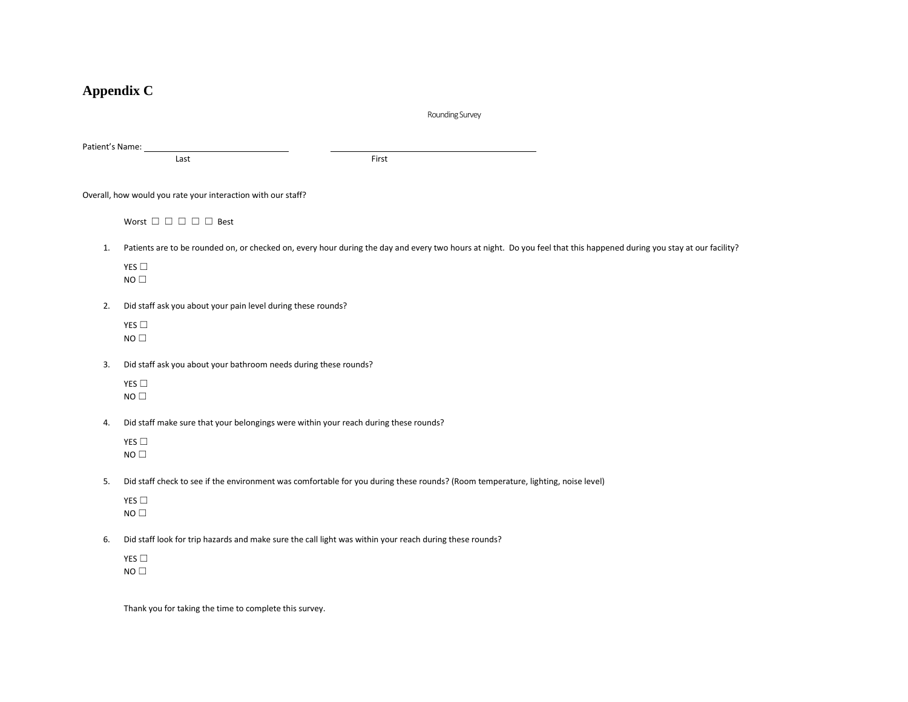# Appendix C

Rounding Survey

Patient's Name: ______________________________ ____________________________________________

Last First

Overall, how would you rate your interaction with our staff?

Worst ☐ ☐ ☐ ☐ ☐ Best

1. Patients are to be rounded on, or checked on, every hour during the day and every two hours at night. Do you feel that this happened during you stay at our facility?

   YES ☐
   NO ☐

2. Did staff ask you about your pain level during these rounds?

   YES ☐
   NO ☐

3. Did staff ask you about your bathroom needs during these rounds?

   YES ☐
   NO ☐

4. Did staff make sure that your belongings were within your reach during these rounds?

   YES ☐
   NO ☐

5. Did staff check to see if the environment was comfortable for you during these rounds? (Room temperature, lighting, noise level)

   YES ☐
   NO ☐

6. Did staff look for trip hazards and make sure the call light was within your reach during these rounds?

   YES ☐
   NO ☐

Thank you for taking the time to complete this survey.